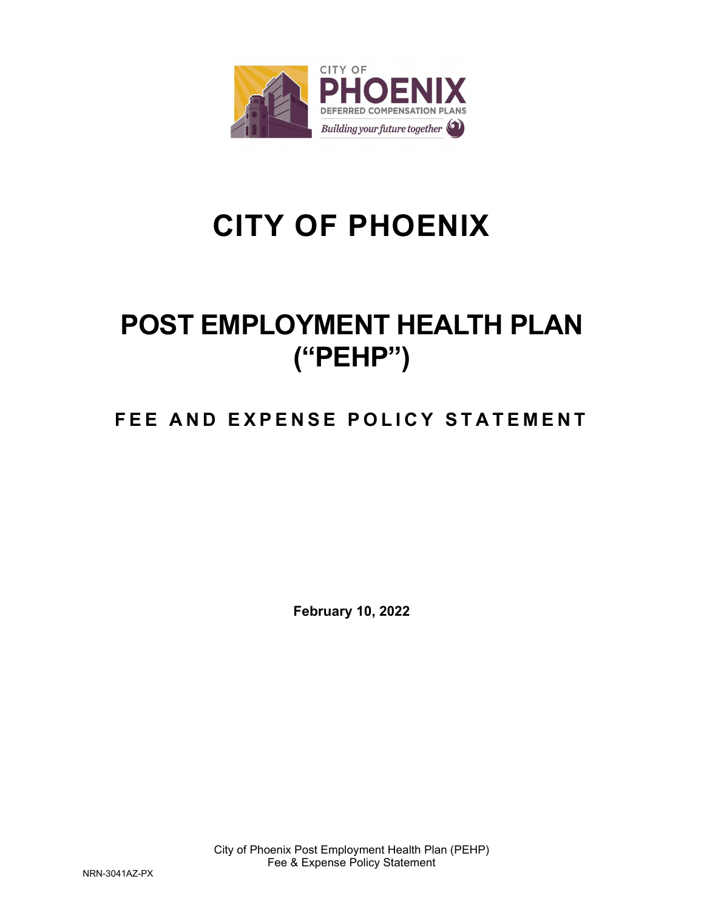# CITY OF PHOENIX

# POST EMPLOYMENT HEALTH PLAN ("PEHP")

## FEE AND EXPENSE POLICY STATEMENT

**February 10, 2022**

NRN-3041AZ-PX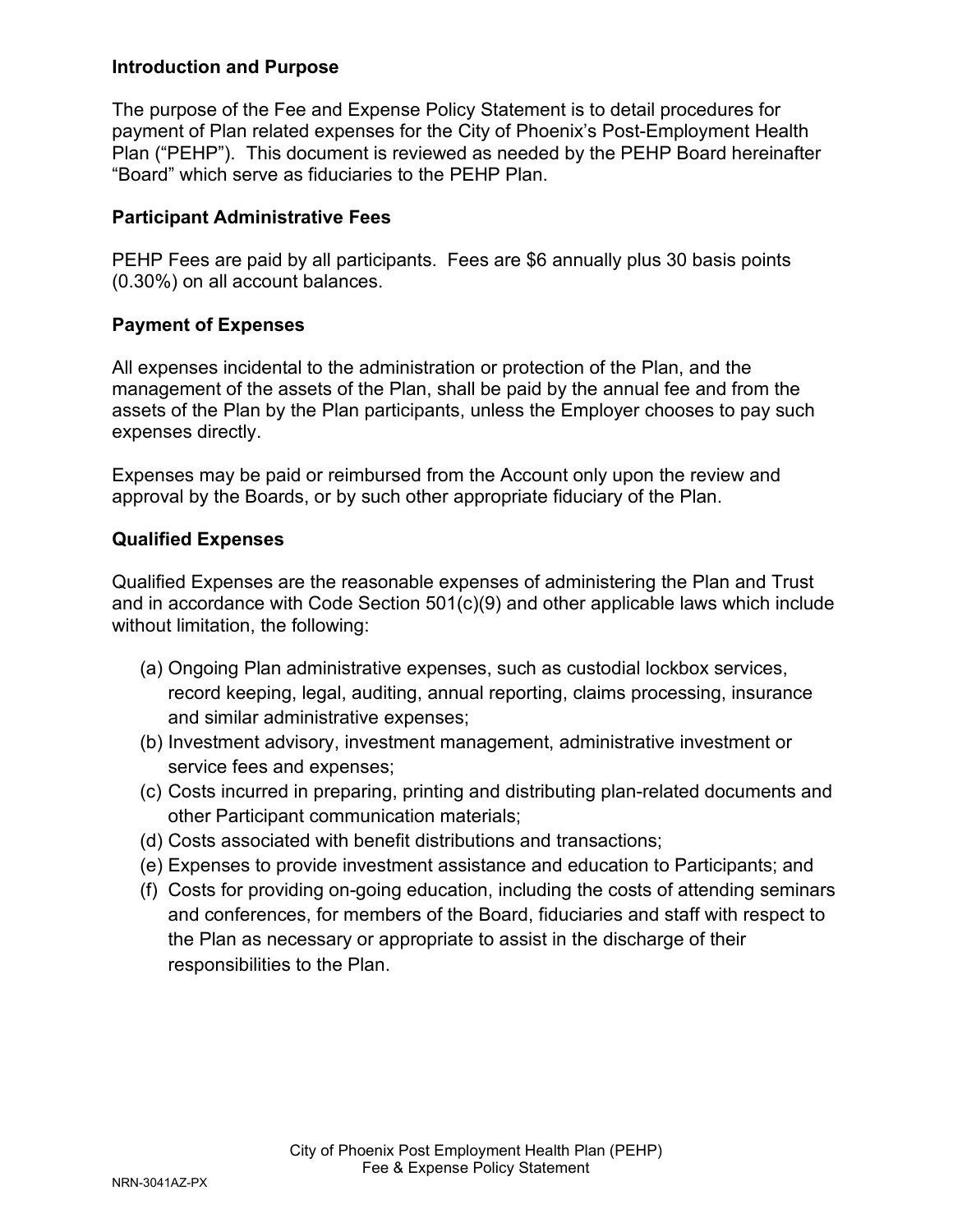## Introduction and Purpose

The purpose of the Fee and Expense Policy Statement is to detail procedures for payment of Plan related expenses for the City of Phoenix's Post-Employment Health Plan ("PEHP"). This document is reviewed as needed by the PEHP Board hereinafter "Board" which serve as fiduciaries to the PEHP Plan.

## Participant Administrative Fees

PEHP Fees are paid by all participants. Fees are $6 annually plus 30 basis points (0.30%) on all account balances.

## Payment of Expenses

All expenses incidental to the administration or protection of the Plan, and the management of the assets of the Plan, shall be paid by the annual fee and from the assets of the Plan by the Plan participants, unless the Employer chooses to pay such expenses directly.

Expenses may be paid or reimbursed from the Account only upon the review and approval by the Boards, or by such other appropriate fiduciary of the Plan.

## Qualified Expenses

Qualified Expenses are the reasonable expenses of administering the Plan and Trust and in accordance with Code Section 501(c)(9) and other applicable laws which include without limitation, the following:

(a) Ongoing Plan administrative expenses, such as custodial lockbox services, record keeping, legal, auditing, annual reporting, claims processing, insurance and similar administrative expenses;
(b) Investment advisory, investment management, administrative investment or service fees and expenses;
(c) Costs incurred in preparing, printing and distributing plan-related documents and other Participant communication materials;
(d) Costs associated with benefit distributions and transactions;
(e) Expenses to provide investment assistance and education to Participants; and
(f) Costs for providing on-going education, including the costs of attending seminars and conferences, for members of the Board, fiduciaries and staff with respect to the Plan as necessary or appropriate to assist in the discharge of their responsibilities to the Plan.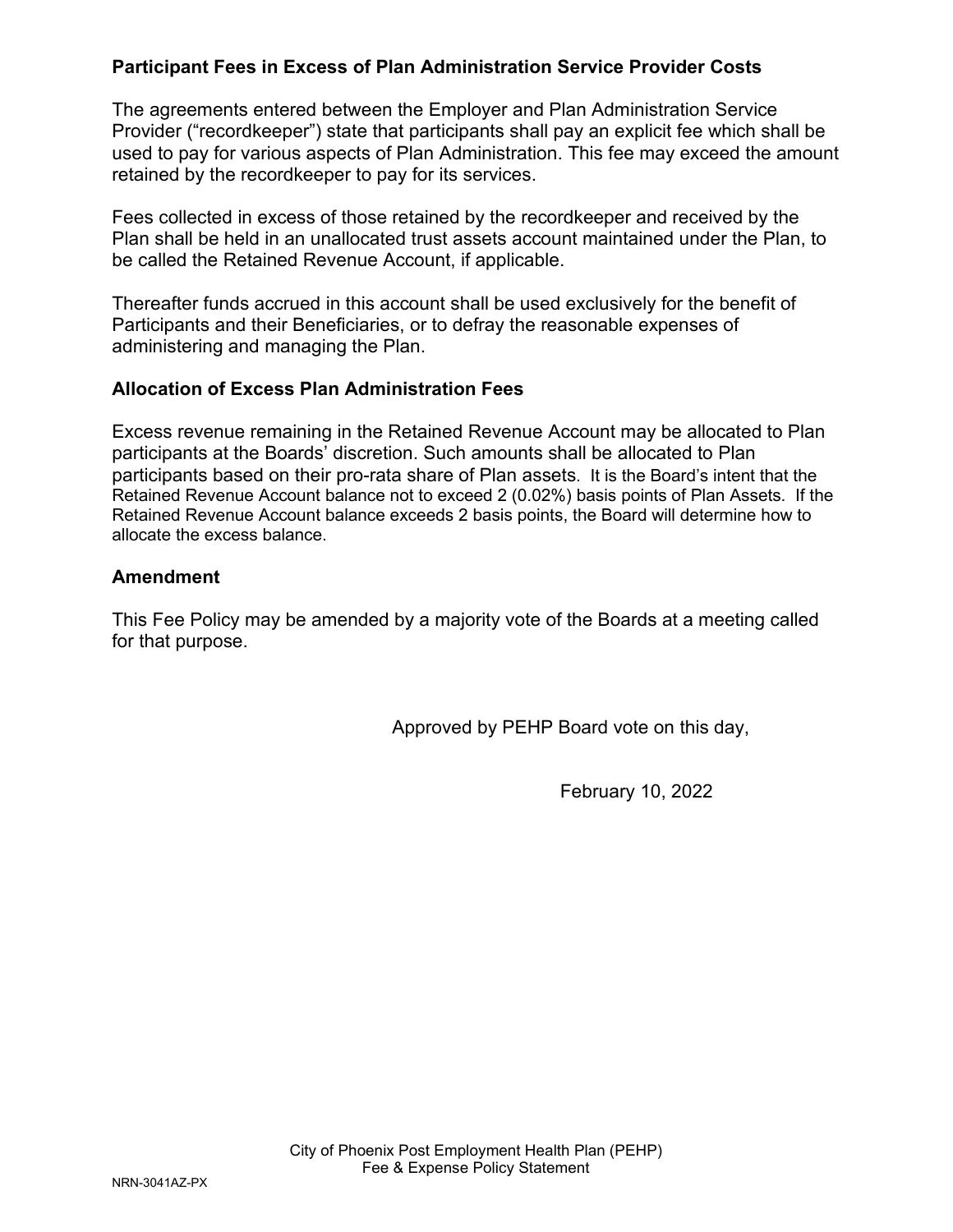**Participant Fees in Excess of Plan Administration Service Provider Costs**

The agreements entered between the Employer and Plan Administration Service Provider ("recordkeeper") state that participants shall pay an explicit fee which shall be used to pay for various aspects of Plan Administration. This fee may exceed the amount retained by the recordkeeper to pay for its services.

Fees collected in excess of those retained by the recordkeeper and received by the Plan shall be held in an unallocated trust assets account maintained under the Plan, to be called the Retained Revenue Account, if applicable.

Thereafter funds accrued in this account shall be used exclusively for the benefit of Participants and their Beneficiaries, or to defray the reasonable expenses of administering and managing the Plan.

**Allocation of Excess Plan Administration Fees**

Excess revenue remaining in the Retained Revenue Account may be allocated to Plan participants at the Boards' discretion. Such amounts shall be allocated to Plan participants based on their pro-rata share of Plan assets. It is the Board's intent that the Retained Revenue Account balance not to exceed 2 (0.02%) basis points of Plan Assets. If the Retained Revenue Account balance exceeds 2 basis points, the Board will determine how to allocate the excess balance.

**Amendment**

This Fee Policy may be amended by a majority vote of the Boards at a meeting called for that purpose.

Approved by PEHP Board vote on this day,

February 10, 2022